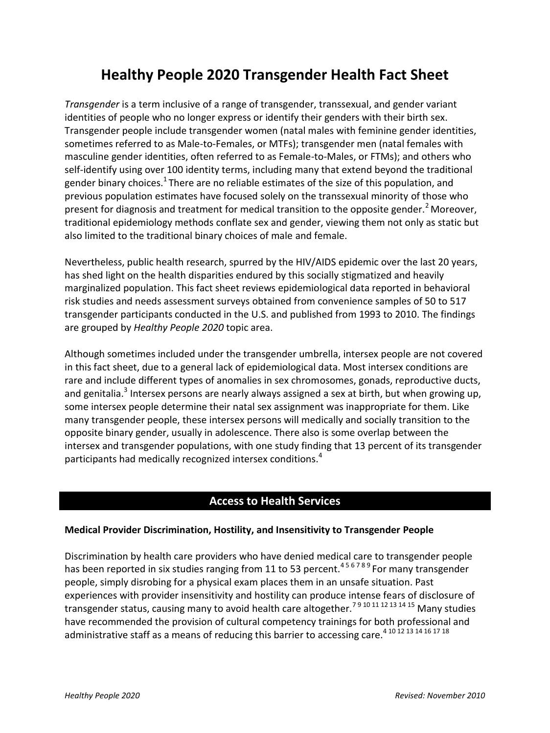# Healthy People 2020 Transgender Health Fact Sheet

*Transgender* is a term inclusive of a range of transgender, transsexual, and gender variant identities of people who no longer express or identify their genders with their birth sex. Transgender people include transgender women (natal males with feminine gender identities, sometimes referred to as Male-to-Females, or MTFs); transgender men (natal females with masculine gender identities, often referred to as Female-to-Males, or FTMs); and others who self-identify using over 100 identity terms, including many that extend beyond the traditional gender binary choices.[1] There are no reliable estimates of the size of this population, and previous population estimates have focused solely on the transsexual minority of those who present for diagnosis and treatment for medical transition to the opposite gender.[2] Moreover, traditional epidemiology methods conflate sex and gender, viewing them not only as static but also limited to the traditional binary choices of male and female.

Nevertheless, public health research, spurred by the HIV/AIDS epidemic over the last 20 years, has shed light on the health disparities endured by this socially stigmatized and heavily marginalized population. This fact sheet reviews epidemiological data reported in behavioral risk studies and needs assessment surveys obtained from convenience samples of 50 to 517 transgender participants conducted in the U.S. and published from 1993 to 2010. The findings are grouped by *Healthy People 2020* topic area.

Although sometimes included under the transgender umbrella, intersex people are not covered in this fact sheet, due to a general lack of epidemiological data. Most intersex conditions are rare and include different types of anomalies in sex chromosomes, gonads, reproductive ducts, and genitalia.[3] Intersex persons are nearly always assigned a sex at birth, but when growing up, some intersex people determine their natal sex assignment was inappropriate for them. Like many transgender people, these intersex persons will medically and socially transition to the opposite binary gender, usually in adolescence. There also is some overlap between the intersex and transgender populations, with one study finding that 13 percent of its transgender participants had medically recognized intersex conditions.[4]

## Access to Health Services

**Medical Provider Discrimination, Hostility, and Insensitivity to Transgender People**

Discrimination by health care providers who have denied medical care to transgender people has been reported in six studies ranging from 11 to 53 percent.[4 5 6 7 8 9] For many transgender people, simply disrobing for a physical exam places them in an unsafe situation. Past experiences with provider insensitivity and hostility can produce intense fears of disclosure of transgender status, causing many to avoid health care altogether.[7 9 10 11 12 13 14 15] Many studies have recommended the provision of cultural competency trainings for both professional and administrative staff as a means of reducing this barrier to accessing care.[4 10 12 13 14 16 17 18]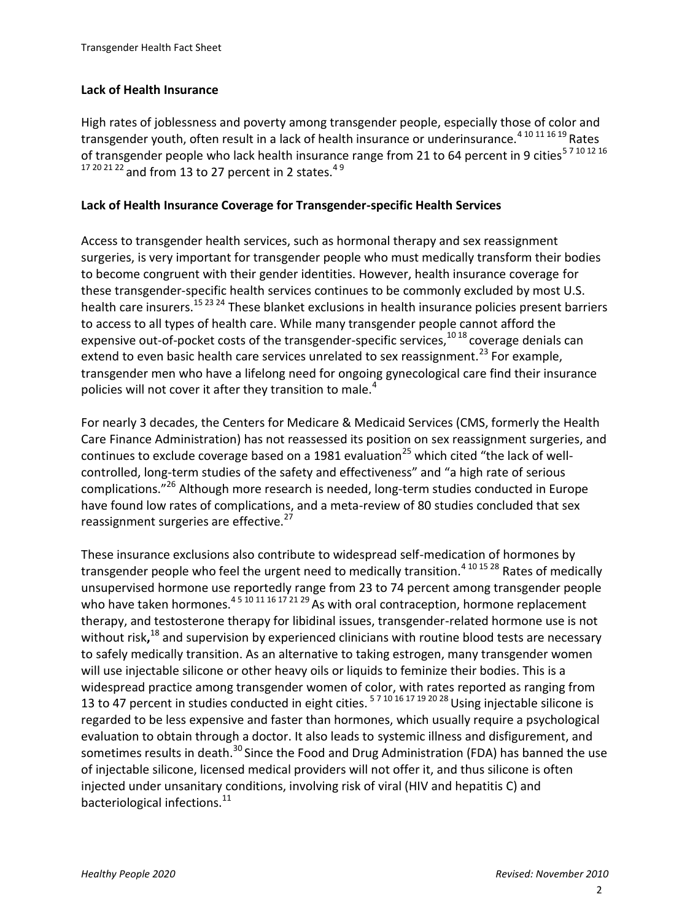## Lack of Health Insurance

High rates of joblessness and poverty among transgender people, especially those of color and transgender youth, often result in a lack of health insurance or underinsurance.[4 10 11 16 19] Rates of transgender people who lack health insurance range from 21 to 64 percent in 9 cities[5 7 10 12 16 17 20 21 22] and from 13 to 27 percent in 2 states.[4 9]

## Lack of Health Insurance Coverage for Transgender-specific Health Services

Access to transgender health services, such as hormonal therapy and sex reassignment surgeries, is very important for transgender people who must medically transform their bodies to become congruent with their gender identities. However, health insurance coverage for these transgender-specific health services continues to be commonly excluded by most U.S. health care insurers.[15 23 24] These blanket exclusions in health insurance policies present barriers to access to all types of health care. While many transgender people cannot afford the expensive out-of-pocket costs of the transgender-specific services,[10 18] coverage denials can extend to even basic health care services unrelated to sex reassignment.[23] For example, transgender men who have a lifelong need for ongoing gynecological care find their insurance policies will not cover it after they transition to male.[4]

For nearly 3 decades, the Centers for Medicare & Medicaid Services (CMS, formerly the Health Care Finance Administration) has not reassessed its position on sex reassignment surgeries, and continues to exclude coverage based on a 1981 evaluation[25] which cited "the lack of well-controlled, long-term studies of the safety and effectiveness" and "a high rate of serious complications."[26] Although more research is needed, long-term studies conducted in Europe have found low rates of complications, and a meta-review of 80 studies concluded that sex reassignment surgeries are effective.[27]

These insurance exclusions also contribute to widespread self-medication of hormones by transgender people who feel the urgent need to medically transition.[4 10 15 28] Rates of medically unsupervised hormone use reportedly range from 23 to 74 percent among transgender people who have taken hormones.[4 5 10 11 16 17 21 29] As with oral contraception, hormone replacement therapy, and testosterone therapy for libidinal issues, transgender-related hormone use is not without risk,[18] and supervision by experienced clinicians with routine blood tests are necessary to safely medically transition. As an alternative to taking estrogen, many transgender women will use injectable silicone or other heavy oils or liquids to feminize their bodies. This is a widespread practice among transgender women of color, with rates reported as ranging from 13 to 47 percent in studies conducted in eight cities.[5 7 10 16 17 19 20 28] Using injectable silicone is regarded to be less expensive and faster than hormones, which usually require a psychological evaluation to obtain through a doctor. It also leads to systemic illness and disfigurement, and sometimes results in death.[30] Since the Food and Drug Administration (FDA) has banned the use of injectable silicone, licensed medical providers will not offer it, and thus silicone is often injected under unsanitary conditions, involving risk of viral (HIV and hepatitis C) and bacteriological infections.[11]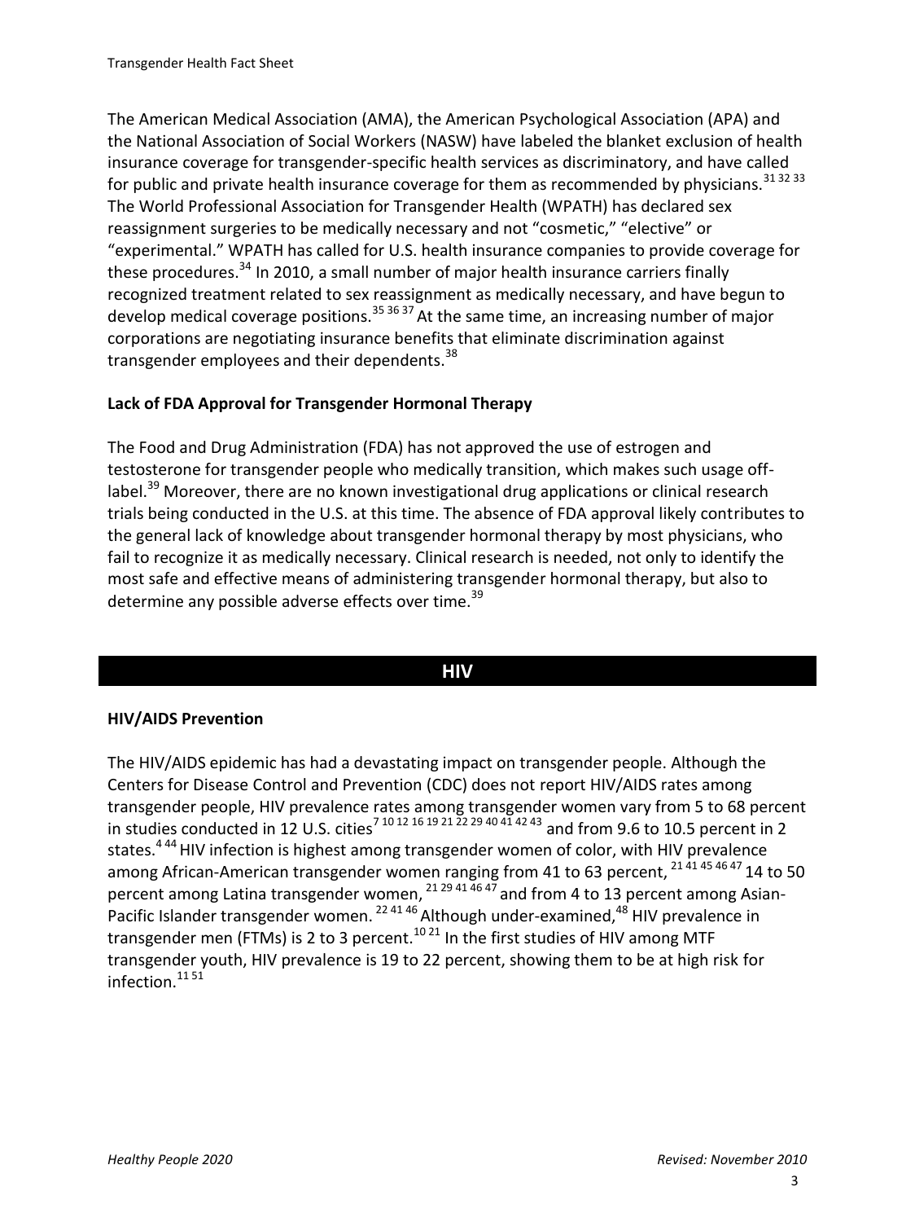The American Medical Association (AMA), the American Psychological Association (APA) and the National Association of Social Workers (NASW) have labeled the blanket exclusion of health insurance coverage for transgender-specific health services as discriminatory, and have called for public and private health insurance coverage for them as recommended by physicians.[31 32 33] The World Professional Association for Transgender Health (WPATH) has declared sex reassignment surgeries to be medically necessary and not "cosmetic," "elective" or "experimental." WPATH has called for U.S. health insurance companies to provide coverage for these procedures.[34] In 2010, a small number of major health insurance carriers finally recognized treatment related to sex reassignment as medically necessary, and have begun to develop medical coverage positions.[35 36 37] At the same time, an increasing number of major corporations are negotiating insurance benefits that eliminate discrimination against transgender employees and their dependents.[38]

### Lack of FDA Approval for Transgender Hormonal Therapy

The Food and Drug Administration (FDA) has not approved the use of estrogen and testosterone for transgender people who medically transition, which makes such usage off-label.[39] Moreover, there are no known investigational drug applications or clinical research trials being conducted in the U.S. at this time. The absence of FDA approval likely contributes to the general lack of knowledge about transgender hormonal therapy by most physicians, who fail to recognize it as medically necessary. Clinical research is needed, not only to identify the most safe and effective means of administering transgender hormonal therapy, but also to determine any possible adverse effects over time.[39]

## HIV

### HIV/AIDS Prevention

The HIV/AIDS epidemic has had a devastating impact on transgender people. Although the Centers for Disease Control and Prevention (CDC) does not report HIV/AIDS rates among transgender people, HIV prevalence rates among transgender women vary from 5 to 68 percent in studies conducted in 12 U.S. cities[7 10 12 16 19 21 22 29 40 41 42 43] and from 9.6 to 10.5 percent in 2 states.[4 44] HIV infection is highest among transgender women of color, with HIV prevalence among African-American transgender women ranging from 41 to 63 percent, [21 41 45 46 47] 14 to 50 percent among Latina transgender women, [21 29 41 46 47] and from 4 to 13 percent among Asian-Pacific Islander transgender women. [22 41 46] Although under-examined,[48] HIV prevalence in transgender men (FTMs) is 2 to 3 percent.[10 21] In the first studies of HIV among MTF transgender youth, HIV prevalence is 19 to 22 percent, showing them to be at high risk for infection.[11 51]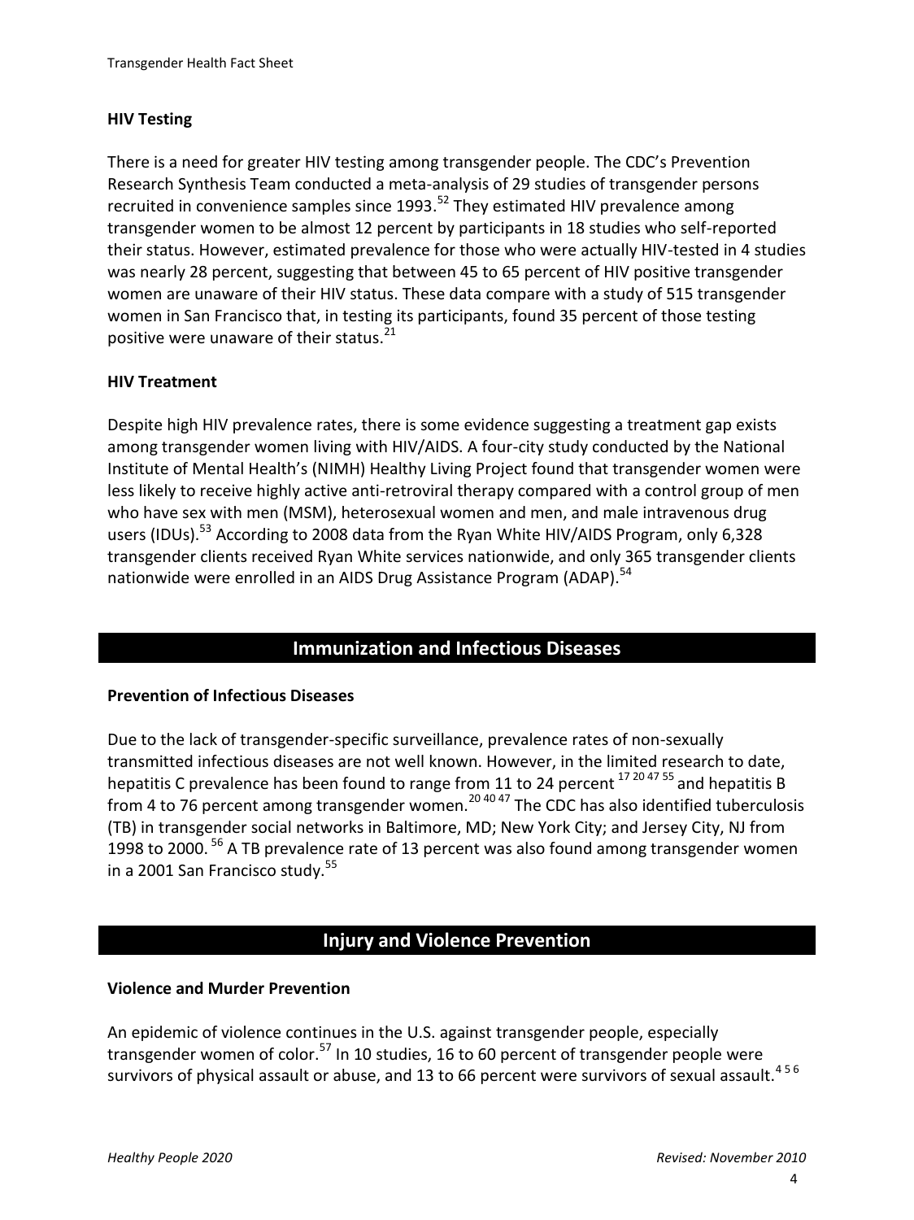### HIV Testing

There is a need for greater HIV testing among transgender people. The CDC's Prevention Research Synthesis Team conducted a meta-analysis of 29 studies of transgender persons recruited in convenience samples since 1993.[52] They estimated HIV prevalence among transgender women to be almost 12 percent by participants in 18 studies who self-reported their status. However, estimated prevalence for those who were actually HIV-tested in 4 studies was nearly 28 percent, suggesting that between 45 to 65 percent of HIV positive transgender women are unaware of their HIV status. These data compare with a study of 515 transgender women in San Francisco that, in testing its participants, found 35 percent of those testing positive were unaware of their status.[21]

### HIV Treatment

Despite high HIV prevalence rates, there is some evidence suggesting a treatment gap exists among transgender women living with HIV/AIDS. A four-city study conducted by the National Institute of Mental Health's (NIMH) Healthy Living Project found that transgender women were less likely to receive highly active anti-retroviral therapy compared with a control group of men who have sex with men (MSM), heterosexual women and men, and male intravenous drug users (IDUs).[53] According to 2008 data from the Ryan White HIV/AIDS Program, only 6,328 transgender clients received Ryan White services nationwide, and only 365 transgender clients nationwide were enrolled in an AIDS Drug Assistance Program (ADAP).[54]

## Immunization and Infectious Diseases

### Prevention of Infectious Diseases

Due to the lack of transgender-specific surveillance, prevalence rates of non-sexually transmitted infectious diseases are not well known. However, in the limited research to date, hepatitis C prevalence has been found to range from 11 to 24 percent [17,20,47,55] and hepatitis B from 4 to 76 percent among transgender women.[20,40,47] The CDC has also identified tuberculosis (TB) in transgender social networks in Baltimore, MD; New York City; and Jersey City, NJ from 1998 to 2000. [56] A TB prevalence rate of 13 percent was also found among transgender women in a 2001 San Francisco study.[55]

## Injury and Violence Prevention

### Violence and Murder Prevention

An epidemic of violence continues in the U.S. against transgender people, especially transgender women of color.[57] In 10 studies, 16 to 60 percent of transgender people were survivors of physical assault or abuse, and 13 to 66 percent were survivors of sexual assault.[4,5,6]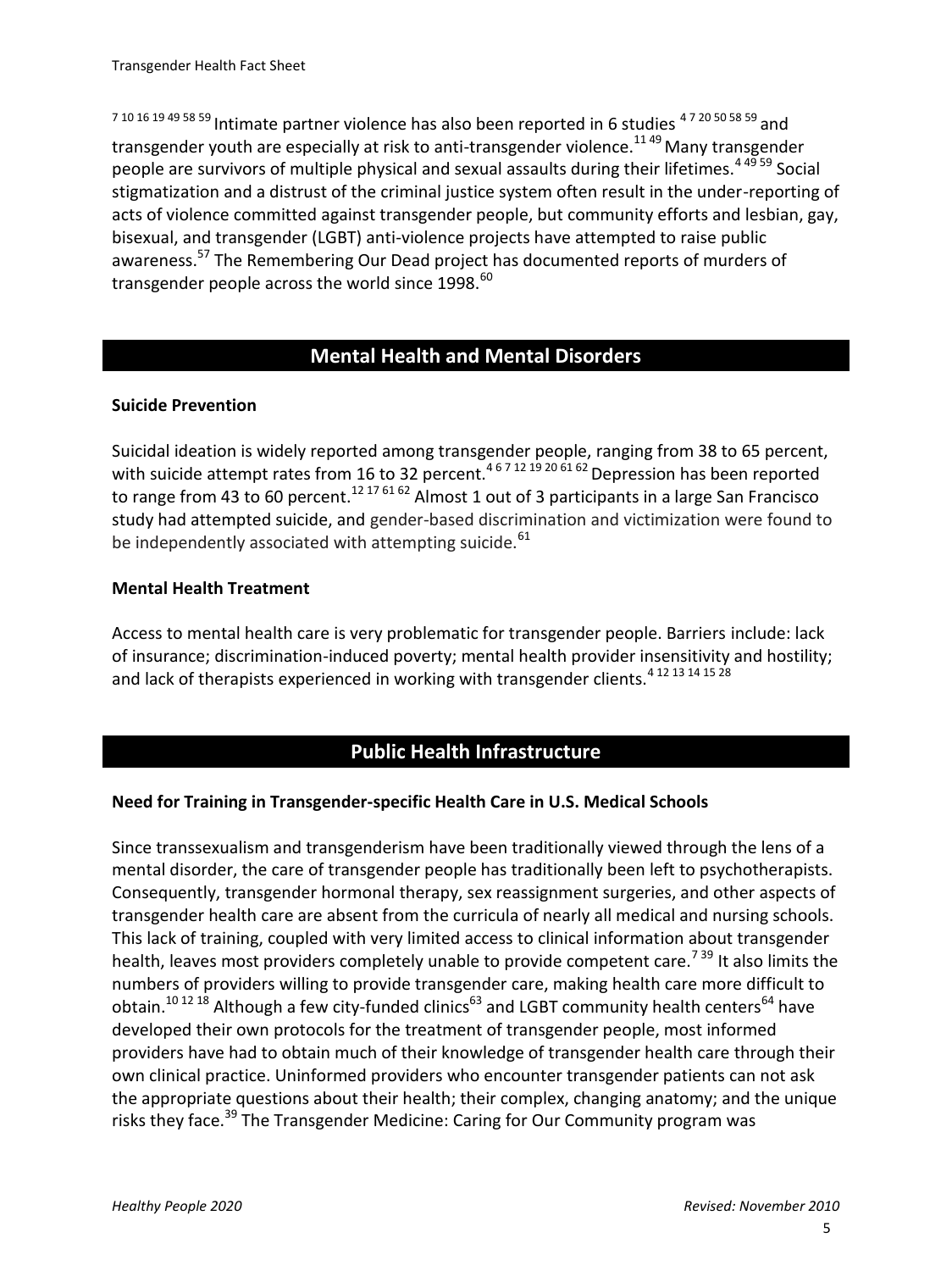[7 10 16 19 49 58 59] Intimate partner violence has also been reported in 6 studies [4 7 20 50 58 59] and transgender youth are especially at risk to anti-transgender violence.[11 49] Many transgender people are survivors of multiple physical and sexual assaults during their lifetimes.[4 49 59] Social stigmatization and a distrust of the criminal justice system often result in the under-reporting of acts of violence committed against transgender people, but community efforts and lesbian, gay, bisexual, and transgender (LGBT) anti-violence projects have attempted to raise public awareness.[57] The Remembering Our Dead project has documented reports of murders of transgender people across the world since 1998.[60]

## Mental Health and Mental Disorders

### Suicide Prevention

Suicidal ideation is widely reported among transgender people, ranging from 38 to 65 percent, with suicide attempt rates from 16 to 32 percent.[4 6 7 12 19 20 61 62] Depression has been reported to range from 43 to 60 percent.[12 17 61 62] Almost 1 out of 3 participants in a large San Francisco study had attempted suicide, and gender-based discrimination and victimization were found to be independently associated with attempting suicide.[61]

### Mental Health Treatment

Access to mental health care is very problematic for transgender people. Barriers include: lack of insurance; discrimination-induced poverty; mental health provider insensitivity and hostility; and lack of therapists experienced in working with transgender clients.[4 12 13 14 15 28]

## Public Health Infrastructure

### Need for Training in Transgender-specific Health Care in U.S. Medical Schools

Since transsexualism and transgenderism have been traditionally viewed through the lens of a mental disorder, the care of transgender people has traditionally been left to psychotherapists. Consequently, transgender hormonal therapy, sex reassignment surgeries, and other aspects of transgender health care are absent from the curricula of nearly all medical and nursing schools. This lack of training, coupled with very limited access to clinical information about transgender health, leaves most providers completely unable to provide competent care.[7 39] It also limits the numbers of providers willing to provide transgender care, making health care more difficult to obtain.[10 12 18] Although a few city-funded clinics[63] and LGBT community health centers[64] have developed their own protocols for the treatment of transgender people, most informed providers have had to obtain much of their knowledge of transgender health care through their own clinical practice. Uninformed providers who encounter transgender patients can not ask the appropriate questions about their health; their complex, changing anatomy; and the unique risks they face.[39] The Transgender Medicine: Caring for Our Community program was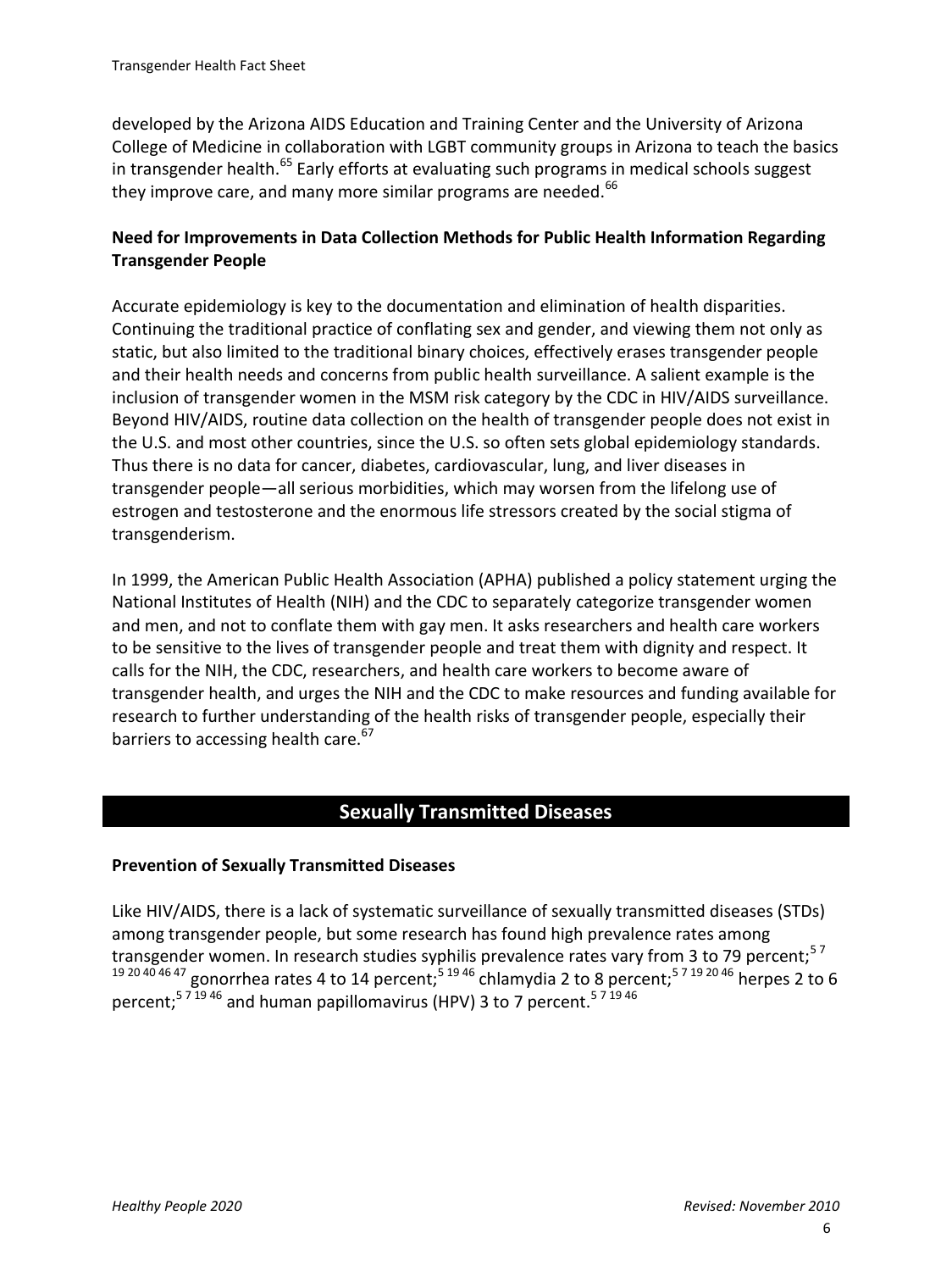developed by the Arizona AIDS Education and Training Center and the University of Arizona College of Medicine in collaboration with LGBT community groups in Arizona to teach the basics in transgender health.[65] Early efforts at evaluating such programs in medical schools suggest they improve care, and many more similar programs are needed.[66]

**Need for Improvements in Data Collection Methods for Public Health Information Regarding Transgender People**

Accurate epidemiology is key to the documentation and elimination of health disparities. Continuing the traditional practice of conflating sex and gender, and viewing them not only as static, but also limited to the traditional binary choices, effectively erases transgender people and their health needs and concerns from public health surveillance. A salient example is the inclusion of transgender women in the MSM risk category by the CDC in HIV/AIDS surveillance. Beyond HIV/AIDS, routine data collection on the health of transgender people does not exist in the U.S. and most other countries, since the U.S. so often sets global epidemiology standards. Thus there is no data for cancer, diabetes, cardiovascular, lung, and liver diseases in transgender people—all serious morbidities, which may worsen from the lifelong use of estrogen and testosterone and the enormous life stressors created by the social stigma of transgenderism.

In 1999, the American Public Health Association (APHA) published a policy statement urging the National Institutes of Health (NIH) and the CDC to separately categorize transgender women and men, and not to conflate them with gay men. It asks researchers and health care workers to be sensitive to the lives of transgender people and treat them with dignity and respect. It calls for the NIH, the CDC, researchers, and health care workers to become aware of transgender health, and urges the NIH and the CDC to make resources and funding available for research to further understanding of the health risks of transgender people, especially their barriers to accessing health care.[67]

## Sexually Transmitted Diseases

**Prevention of Sexually Transmitted Diseases**

Like HIV/AIDS, there is a lack of systematic surveillance of sexually transmitted diseases (STDs) among transgender people, but some research has found high prevalence rates among transgender women. In research studies syphilis prevalence rates vary from 3 to 79 percent;[5 7 19 20 40 46 47] gonorrhea rates 4 to 14 percent;[5 19 46] chlamydia 2 to 8 percent;[5 7 19 20 46] herpes 2 to 6 percent;[5 7 19 46] and human papillomavirus (HPV) 3 to 7 percent.[5 7 19 46]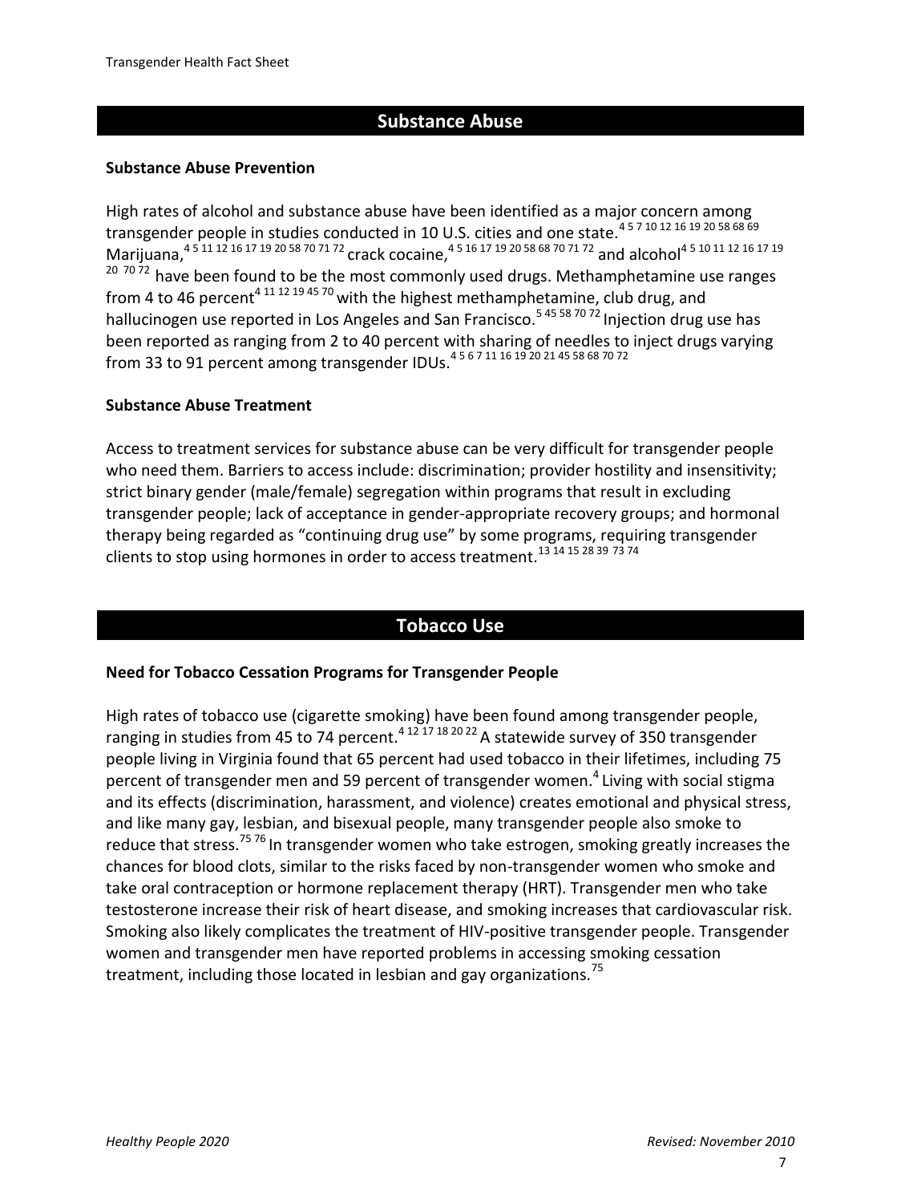## Substance Abuse

### Substance Abuse Prevention

High rates of alcohol and substance abuse have been identified as a major concern among transgender people in studies conducted in 10 U.S. cities and one state.[4 5 7 10 12 16 19 20 58 68 69] Marijuana,[4 5 11 12 16 17 19 20 58 70 71 72] crack cocaine,[4 5 16 17 19 20 58 68 70 71 72] and alcohol[4 5 10 11 12 16 17 19 20 70 72] have been found to be the most commonly used drugs. Methamphetamine use ranges from 4 to 46 percent[4 11 12 19 45 70] with the highest methamphetamine, club drug, and hallucinogen use reported in Los Angeles and San Francisco.[5 45 58 70 72] Injection drug use has been reported as ranging from 2 to 40 percent with sharing of needles to inject drugs varying from 33 to 91 percent among transgender IDUs.[4 5 6 7 11 16 19 20 21 45 58 68 70 72]

### Substance Abuse Treatment

Access to treatment services for substance abuse can be very difficult for transgender people who need them. Barriers to access include: discrimination; provider hostility and insensitivity; strict binary gender (male/female) segregation within programs that result in excluding transgender people; lack of acceptance in gender-appropriate recovery groups; and hormonal therapy being regarded as "continuing drug use" by some programs, requiring transgender clients to stop using hormones in order to access treatment.[13 14 15 28 39 73 74]

## Tobacco Use

### Need for Tobacco Cessation Programs for Transgender People

High rates of tobacco use (cigarette smoking) have been found among transgender people, ranging in studies from 45 to 74 percent.[4 12 17 18 20 22] A statewide survey of 350 transgender people living in Virginia found that 65 percent had used tobacco in their lifetimes, including 75 percent of transgender men and 59 percent of transgender women.[4] Living with social stigma and its effects (discrimination, harassment, and violence) creates emotional and physical stress, and like many gay, lesbian, and bisexual people, many transgender people also smoke to reduce that stress.[75 76] In transgender women who take estrogen, smoking greatly increases the chances for blood clots, similar to the risks faced by non-transgender women who smoke and take oral contraception or hormone replacement therapy (HRT). Transgender men who take testosterone increase their risk of heart disease, and smoking increases that cardiovascular risk. Smoking also likely complicates the treatment of HIV-positive transgender people. Transgender women and transgender men have reported problems in accessing smoking cessation treatment, including those located in lesbian and gay organizations.[75]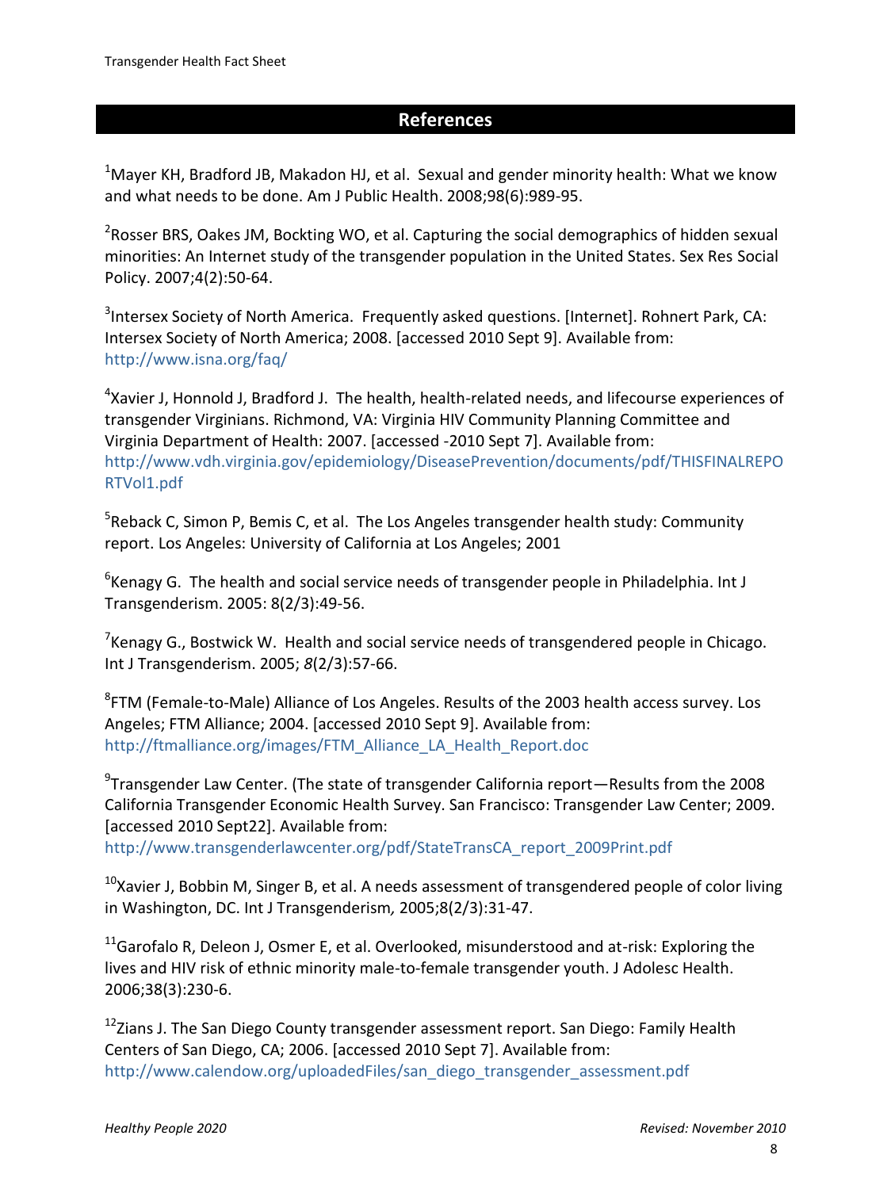## References

[1]Mayer KH, Bradford JB, Makadon HJ, et al. Sexual and gender minority health: What we know and what needs to be done. Am J Public Health. 2008;98(6):989-95.

[2]Rosser BRS, Oakes JM, Bockting WO, et al. Capturing the social demographics of hidden sexual minorities: An Internet study of the transgender population in the United States. Sex Res Social Policy. 2007;4(2):50-64.

[3]Intersex Society of North America. Frequently asked questions. [Internet]. Rohnert Park, CA: Intersex Society of North America; 2008. [accessed 2010 Sept 9]. Available from: http://www.isna.org/faq/

[4]Xavier J, Honnold J, Bradford J. The health, health-related needs, and lifecourse experiences of transgender Virginians. Richmond, VA: Virginia HIV Community Planning Committee and Virginia Department of Health: 2007. [accessed -2010 Sept 7]. Available from: http://www.vdh.virginia.gov/epidemiology/DiseasePrevention/documents/pdf/THISFINALREPORTVol1.pdf

[5]Reback C, Simon P, Bemis C, et al. The Los Angeles transgender health study: Community report. Los Angeles: University of California at Los Angeles; 2001

[6]Kenagy G. The health and social service needs of transgender people in Philadelphia. Int J Transgenderism. 2005: 8(2/3):49-56.

[7]Kenagy G., Bostwick W. Health and social service needs of transgendered people in Chicago. Int J Transgenderism. 2005; *8*(2/3):57-66.

[8]FTM (Female-to-Male) Alliance of Los Angeles. Results of the 2003 health access survey. Los Angeles; FTM Alliance; 2004. [accessed 2010 Sept 9]. Available from: http://ftmalliance.org/images/FTM_Alliance_LA_Health_Report.doc

[9]Transgender Law Center. (The state of transgender California report—Results from the 2008 California Transgender Economic Health Survey. San Francisco: Transgender Law Center; 2009. [accessed 2010 Sept22]. Available from: http://www.transgenderlawcenter.org/pdf/StateTransCA_report_2009Print.pdf

[10]Xavier J, Bobbin M, Singer B, et al. A needs assessment of transgendered people of color living in Washington, DC. Int J Transgenderism*,* 2005;8(2/3):31-47.

[11]Garofalo R, Deleon J, Osmer E, et al. Overlooked, misunderstood and at-risk: Exploring the lives and HIV risk of ethnic minority male-to-female transgender youth. J Adolesc Health. 2006;38(3):230-6.

[12]Zians J. The San Diego County transgender assessment report. San Diego: Family Health Centers of San Diego, CA; 2006. [accessed 2010 Sept 7]. Available from: http://www.calendow.org/uploadedFiles/san_diego_transgender_assessment.pdf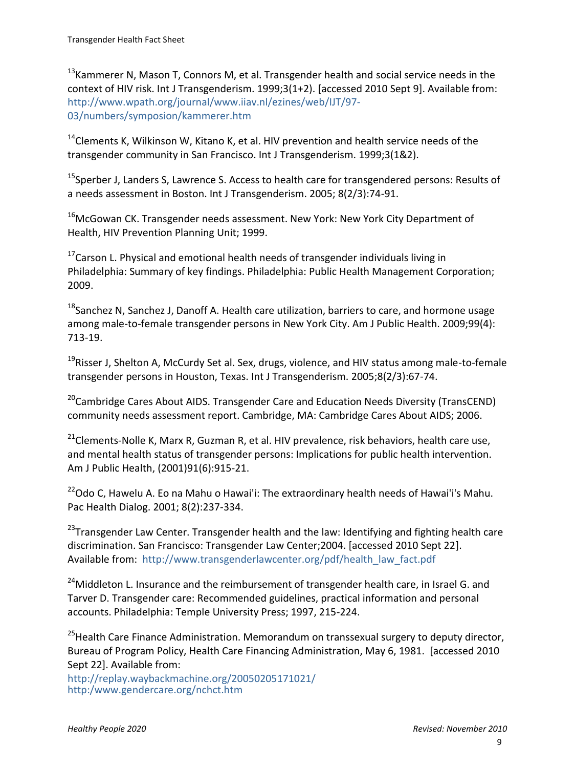[13]Kammerer N, Mason T, Connors M, et al. Transgender health and social service needs in the context of HIV risk. Int J Transgenderism. 1999;3(1+2). [accessed 2010 Sept 9]. Available from: http://www.wpath.org/journal/www.iiav.nl/ezines/web/IJT/97-03/numbers/symposion/kammerer.htm

[14]Clements K, Wilkinson W, Kitano K, et al. HIV prevention and health service needs of the transgender community in San Francisco. Int J Transgenderism. 1999;3(1&2).

[15]Sperber J, Landers S, Lawrence S. Access to health care for transgendered persons: Results of a needs assessment in Boston. Int J Transgenderism. 2005; 8(2/3):74-91.

[16]McGowan CK. Transgender needs assessment. New York: New York City Department of Health, HIV Prevention Planning Unit; 1999.

[17]Carson L. Physical and emotional health needs of transgender individuals living in Philadelphia: Summary of key findings. Philadelphia: Public Health Management Corporation; 2009.

[18]Sanchez N, Sanchez J, Danoff A. Health care utilization, barriers to care, and hormone usage among male-to-female transgender persons in New York City. Am J Public Health. 2009;99(4): 713-19.

[19]Risser J, Shelton A, McCurdy Set al. Sex, drugs, violence, and HIV status among male-to-female transgender persons in Houston, Texas. Int J Transgenderism. 2005;8(2/3):67-74.

[20]Cambridge Cares About AIDS. Transgender Care and Education Needs Diversity (TransCEND) community needs assessment report. Cambridge, MA: Cambridge Cares About AIDS; 2006.

[21]Clements-Nolle K, Marx R, Guzman R, et al. HIV prevalence, risk behaviors, health care use, and mental health status of transgender persons: Implications for public health intervention. Am J Public Health, (2001)91(6):915-21.

[22]Odo C, Hawelu A. Eo na Mahu o Hawai'i: The extraordinary health needs of Hawai'i's Mahu. Pac Health Dialog. 2001; 8(2):237-334.

[23]Transgender Law Center. Transgender health and the law: Identifying and fighting health care discrimination. San Francisco: Transgender Law Center;2004. [accessed 2010 Sept 22]. Available from: http://www.transgenderlawcenter.org/pdf/health_law_fact.pdf

[24]Middleton L. Insurance and the reimbursement of transgender health care, in Israel G. and Tarver D. Transgender care: Recommended guidelines, practical information and personal accounts. Philadelphia: Temple University Press; 1997, 215-224.

[25]Health Care Finance Administration. Memorandum on transsexual surgery to deputy director, Bureau of Program Policy, Health Care Financing Administration, May 6, 1981. [accessed 2010 Sept 22]. Available from: http://replay.waybackmachine.org/20050205171021/ http:/www.gendercare.org/nchct.htm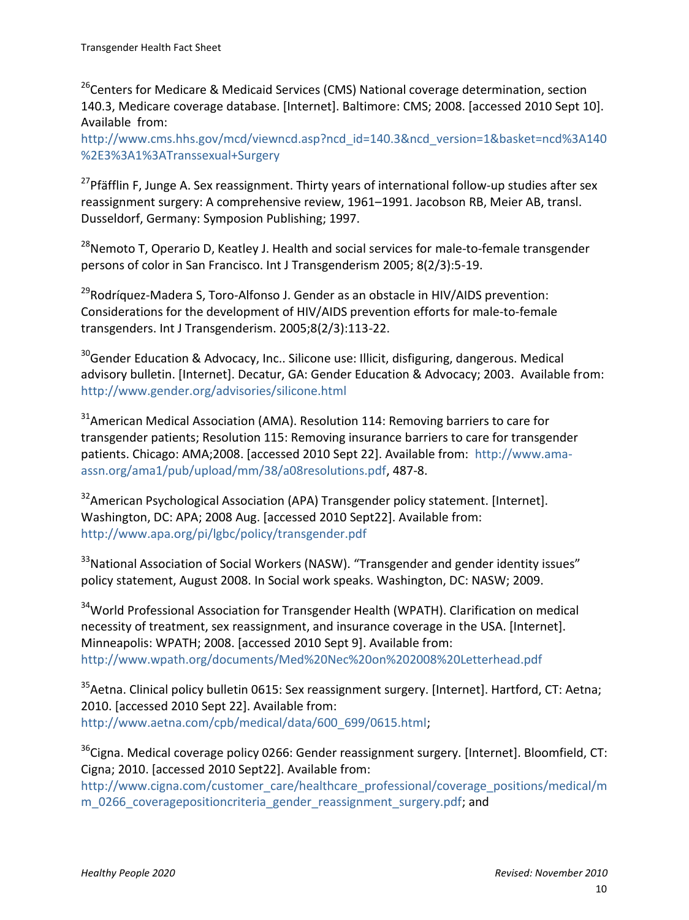[26]Centers for Medicare & Medicaid Services (CMS) National coverage determination, section 140.3, Medicare coverage database. [Internet]. Baltimore: CMS; 2008. [accessed 2010 Sept 10]. Available from: http://www.cms.hhs.gov/mcd/viewncd.asp?ncd_id=140.3&ncd_version=1&basket=ncd%3A140%2E3%3A1%3ATranssexual+Surgery

[27]Pfäfflin F, Junge A. Sex reassignment. Thirty years of international follow-up studies after sex reassignment surgery: A comprehensive review, 1961–1991. Jacobson RB, Meier AB, transl. Dusseldorf, Germany: Symposion Publishing; 1997.

[28]Nemoto T, Operario D, Keatley J. Health and social services for male-to-female transgender persons of color in San Francisco. Int J Transgenderism 2005; 8(2/3):5-19.

[29]Rodríquez-Madera S, Toro-Alfonso J. Gender as an obstacle in HIV/AIDS prevention: Considerations for the development of HIV/AIDS prevention efforts for male-to-female transgenders. Int J Transgenderism. 2005;8(2/3):113-22.

[30]Gender Education & Advocacy, Inc.. Silicone use: Illicit, disfiguring, dangerous. Medical advisory bulletin. [Internet]. Decatur, GA: Gender Education & Advocacy; 2003. Available from: http://www.gender.org/advisories/silicone.html

[31]American Medical Association (AMA). Resolution 114: Removing barriers to care for transgender patients; Resolution 115: Removing insurance barriers to care for transgender patients. Chicago: AMA;2008. [accessed 2010 Sept 22]. Available from: http://www.ama-assn.org/ama1/pub/upload/mm/38/a08resolutions.pdf, 487-8.

[32]American Psychological Association (APA) Transgender policy statement. [Internet]. Washington, DC: APA; 2008 Aug. [accessed 2010 Sept22]. Available from: http://www.apa.org/pi/lgbc/policy/transgender.pdf

[33]National Association of Social Workers (NASW). "Transgender and gender identity issues" policy statement, August 2008. In Social work speaks. Washington, DC: NASW; 2009.

[34]World Professional Association for Transgender Health (WPATH). Clarification on medical necessity of treatment, sex reassignment, and insurance coverage in the USA. [Internet]. Minneapolis: WPATH; 2008. [accessed 2010 Sept 9]. Available from: http://www.wpath.org/documents/Med%20Nec%20on%202008%20Letterhead.pdf

[35]Aetna. Clinical policy bulletin 0615: Sex reassignment surgery. [Internet]. Hartford, CT: Aetna; 2010. [accessed 2010 Sept 22]. Available from: http://www.aetna.com/cpb/medical/data/600_699/0615.html;

[36]Cigna. Medical coverage policy 0266: Gender reassignment surgery. [Internet]. Bloomfield, CT: Cigna; 2010. [accessed 2010 Sept22]. Available from: http://www.cigna.com/customer_care/healthcare_professional/coverage_positions/medical/mm_0266_coveragepositioncriteria_gender_reassignment_surgery.pdf; and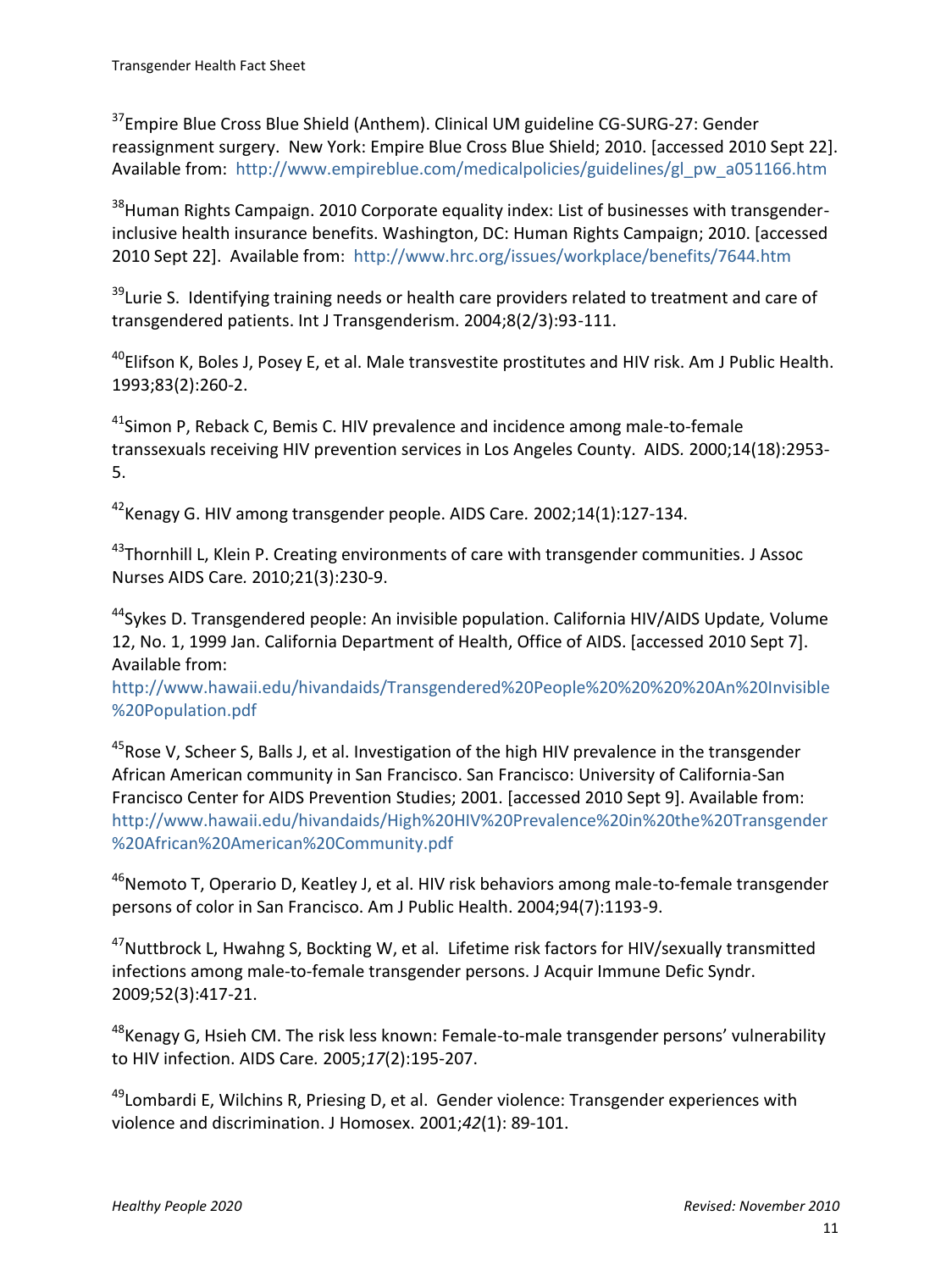[37]Empire Blue Cross Blue Shield (Anthem). Clinical UM guideline CG-SURG-27: Gender reassignment surgery. New York: Empire Blue Cross Blue Shield; 2010. [accessed 2010 Sept 22]. Available from: http://www.empireblue.com/medicalpolicies/guidelines/gl_pw_a051166.htm

[38]Human Rights Campaign. 2010 Corporate equality index: List of businesses with transgender-inclusive health insurance benefits. Washington, DC: Human Rights Campaign; 2010. [accessed 2010 Sept 22]. Available from: http://www.hrc.org/issues/workplace/benefits/7644.htm

[39]Lurie S. Identifying training needs or health care providers related to treatment and care of transgendered patients. Int J Transgenderism. 2004;8(2/3):93-111.

[40]Elifson K, Boles J, Posey E, et al. Male transvestite prostitutes and HIV risk. Am J Public Health. 1993;83(2):260-2.

[41]Simon P, Reback C, Bemis C. HIV prevalence and incidence among male-to-female transsexuals receiving HIV prevention services in Los Angeles County. AIDS. 2000;14(18):2953-5.

[42]Kenagy G. HIV among transgender people. AIDS Care. 2002;14(1):127-134.

[43]Thornhill L, Klein P. Creating environments of care with transgender communities. J Assoc Nurses AIDS Care. 2010;21(3):230-9.

[44]Sykes D. Transgendered people: An invisible population. California HIV/AIDS Update*,* Volume 12, No. 1, 1999 Jan. California Department of Health, Office of AIDS. [accessed 2010 Sept 7]. Available from: http://www.hawaii.edu/hivandaids/Transgendered%20People%20%20%20%20An%20Invisible%20Population.pdf

[45]Rose V, Scheer S, Balls J, et al. Investigation of the high HIV prevalence in the transgender African American community in San Francisco. San Francisco: University of California-San Francisco Center for AIDS Prevention Studies; 2001. [accessed 2010 Sept 9]. Available from: http://www.hawaii.edu/hivandaids/High%20HIV%20Prevalence%20in%20the%20Transgender%20African%20American%20Community.pdf

[46]Nemoto T, Operario D, Keatley J, et al. HIV risk behaviors among male-to-female transgender persons of color in San Francisco. Am J Public Health. 2004;94(7):1193-9.

[47]Nuttbrock L, Hwahng S, Bockting W, et al. Lifetime risk factors for HIV/sexually transmitted infections among male-to-female transgender persons. J Acquir Immune Defic Syndr. 2009;52(3):417-21.

[48]Kenagy G, Hsieh CM. The risk less known: Female-to-male transgender persons' vulnerability to HIV infection. AIDS Care. 2005;*17*(2):195-207.

[49]Lombardi E, Wilchins R, Priesing D, et al. Gender violence: Transgender experiences with violence and discrimination. J Homosex. 2001;*42*(1): 89-101.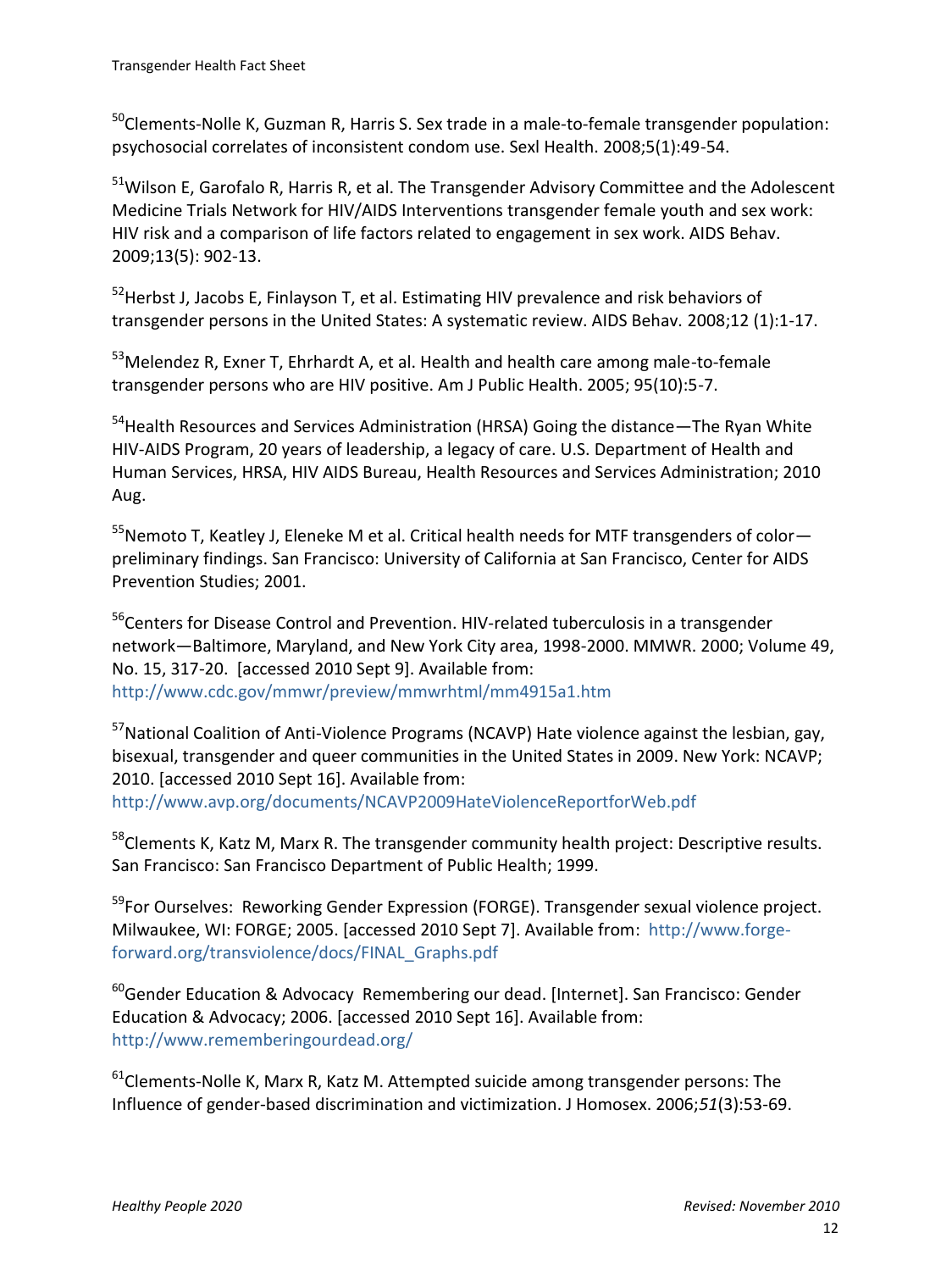[50]Clements-Nolle K, Guzman R, Harris S. Sex trade in a male-to-female transgender population: psychosocial correlates of inconsistent condom use. Sexl Health. 2008;5(1):49-54.

[51]Wilson E, Garofalo R, Harris R, et al. The Transgender Advisory Committee and the Adolescent Medicine Trials Network for HIV/AIDS Interventions transgender female youth and sex work: HIV risk and a comparison of life factors related to engagement in sex work. AIDS Behav. 2009;13(5): 902-13.

[52]Herbst J, Jacobs E, Finlayson T, et al. Estimating HIV prevalence and risk behaviors of transgender persons in the United States: A systematic review. AIDS Behav. 2008;12 (1):1-17.

[53]Melendez R, Exner T, Ehrhardt A, et al. Health and health care among male-to-female transgender persons who are HIV positive. Am J Public Health. 2005; 95(10):5-7.

[54]Health Resources and Services Administration (HRSA) Going the distance—The Ryan White HIV-AIDS Program, 20 years of leadership, a legacy of care. U.S. Department of Health and Human Services, HRSA, HIV AIDS Bureau, Health Resources and Services Administration; 2010 Aug.

[55]Nemoto T, Keatley J, Eleneke M et al. Critical health needs for MTF transgenders of color—preliminary findings. San Francisco: University of California at San Francisco, Center for AIDS Prevention Studies; 2001.

[56]Centers for Disease Control and Prevention. HIV-related tuberculosis in a transgender network—Baltimore, Maryland, and New York City area, 1998-2000. MMWR. 2000; Volume 49, No. 15, 317-20. [accessed 2010 Sept 9]. Available from: http://www.cdc.gov/mmwr/preview/mmwrhtml/mm4915a1.htm

[57]National Coalition of Anti-Violence Programs (NCAVP) Hate violence against the lesbian, gay, bisexual, transgender and queer communities in the United States in 2009. New York: NCAVP; 2010. [accessed 2010 Sept 16]. Available from: http://www.avp.org/documents/NCAVP2009HateViolenceReportforWeb.pdf

[58]Clements K, Katz M, Marx R. The transgender community health project: Descriptive results. San Francisco: San Francisco Department of Public Health; 1999.

[59]For Ourselves: Reworking Gender Expression (FORGE). Transgender sexual violence project. Milwaukee, WI: FORGE; 2005. [accessed 2010 Sept 7]. Available from: http://www.forge-forward.org/transviolence/docs/FINAL_Graphs.pdf

[60]Gender Education & Advocacy Remembering our dead. [Internet]. San Francisco: Gender Education & Advocacy; 2006. [accessed 2010 Sept 16]. Available from: http://www.rememberingourdead.org/

[61]Clements-Nolle K, Marx R, Katz M. Attempted suicide among transgender persons: The Influence of gender-based discrimination and victimization. J Homosex. 2006;*51*(3):53-69.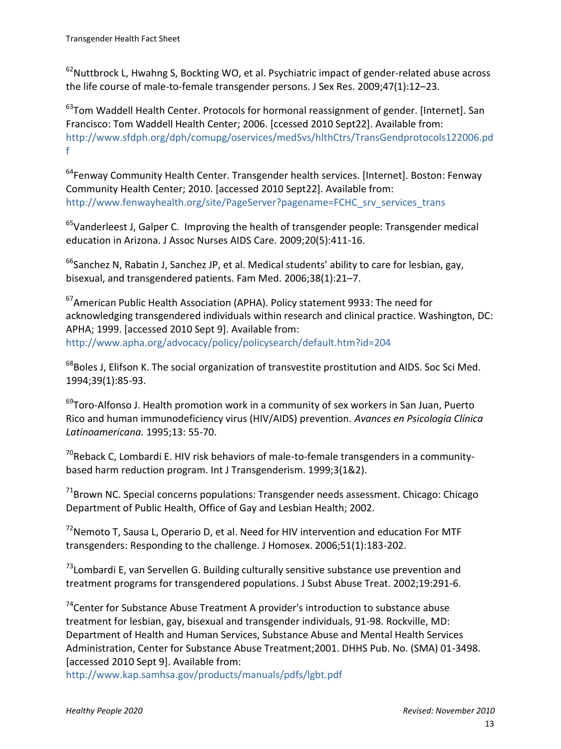[62]Nuttbrock L, Hwahng S, Bockting WO, et al. Psychiatric impact of gender-related abuse across the life course of male-to-female transgender persons. J Sex Res. 2009;47(1):12–23.

[63]Tom Waddell Health Center. Protocols for hormonal reassignment of gender. [Internet]. San Francisco: Tom Waddell Health Center; 2006. [ccessed 2010 Sept22]. Available from: http://www.sfdph.org/dph/comupg/oservices/medSvs/hlthCtrs/TransGendprotocols122006.pdf

[64]Fenway Community Health Center. Transgender health services. [Internet]. Boston: Fenway Community Health Center; 2010. [accessed 2010 Sept22]. Available from: http://www.fenwayhealth.org/site/PageServer?pagename=FCHC_srv_services_trans

[65]Vanderleest J, Galper C. Improving the health of transgender people: Transgender medical education in Arizona. J Assoc Nurses AIDS Care. 2009;20(5):411-16.

[66]Sanchez N, Rabatin J, Sanchez JP, et al. Medical students' ability to care for lesbian, gay, bisexual, and transgendered patients. Fam Med. 2006;38(1):21–7.

[67]American Public Health Association (APHA). Policy statement 9933: The need for acknowledging transgendered individuals within research and clinical practice. Washington, DC: APHA; 1999. [accessed 2010 Sept 9]. Available from: http://www.apha.org/advocacy/policy/policysearch/default.htm?id=204

[68]Boles J, Elifson K. The social organization of transvestite prostitution and AIDS. Soc Sci Med. 1994;39(1):85-93.

[69]Toro-Alfonso J. Health promotion work in a community of sex workers in San Juan, Puerto Rico and human immunodeficiency virus (HIV/AIDS) prevention. *Avances en Psicología Clínica Latinoamericana.* 1995;13: 55-70.

[70]Reback C, Lombardi E. HIV risk behaviors of male-to-female transgenders in a community-based harm reduction program. Int J Transgenderism. 1999;3(1&2).

[71]Brown NC. Special concerns populations: Transgender needs assessment. Chicago: Chicago Department of Public Health, Office of Gay and Lesbian Health; 2002.

[72]Nemoto T, Sausa L, Operario D, et al. Need for HIV intervention and education For MTF transgenders: Responding to the challenge. J Homosex. 2006;51(1):183-202.

[73]Lombardi E, van Servellen G. Building culturally sensitive substance use prevention and treatment programs for transgendered populations. J Subst Abuse Treat. 2002;19:291-6.

[74]Center for Substance Abuse Treatment A provider's introduction to substance abuse treatment for lesbian, gay, bisexual and transgender individuals, 91-98. Rockville, MD: Department of Health and Human Services, Substance Abuse and Mental Health Services Administration, Center for Substance Abuse Treatment;2001. DHHS Pub. No. (SMA) 01-3498. [accessed 2010 Sept 9]. Available from: http://www.kap.samhsa.gov/products/manuals/pdfs/lgbt.pdf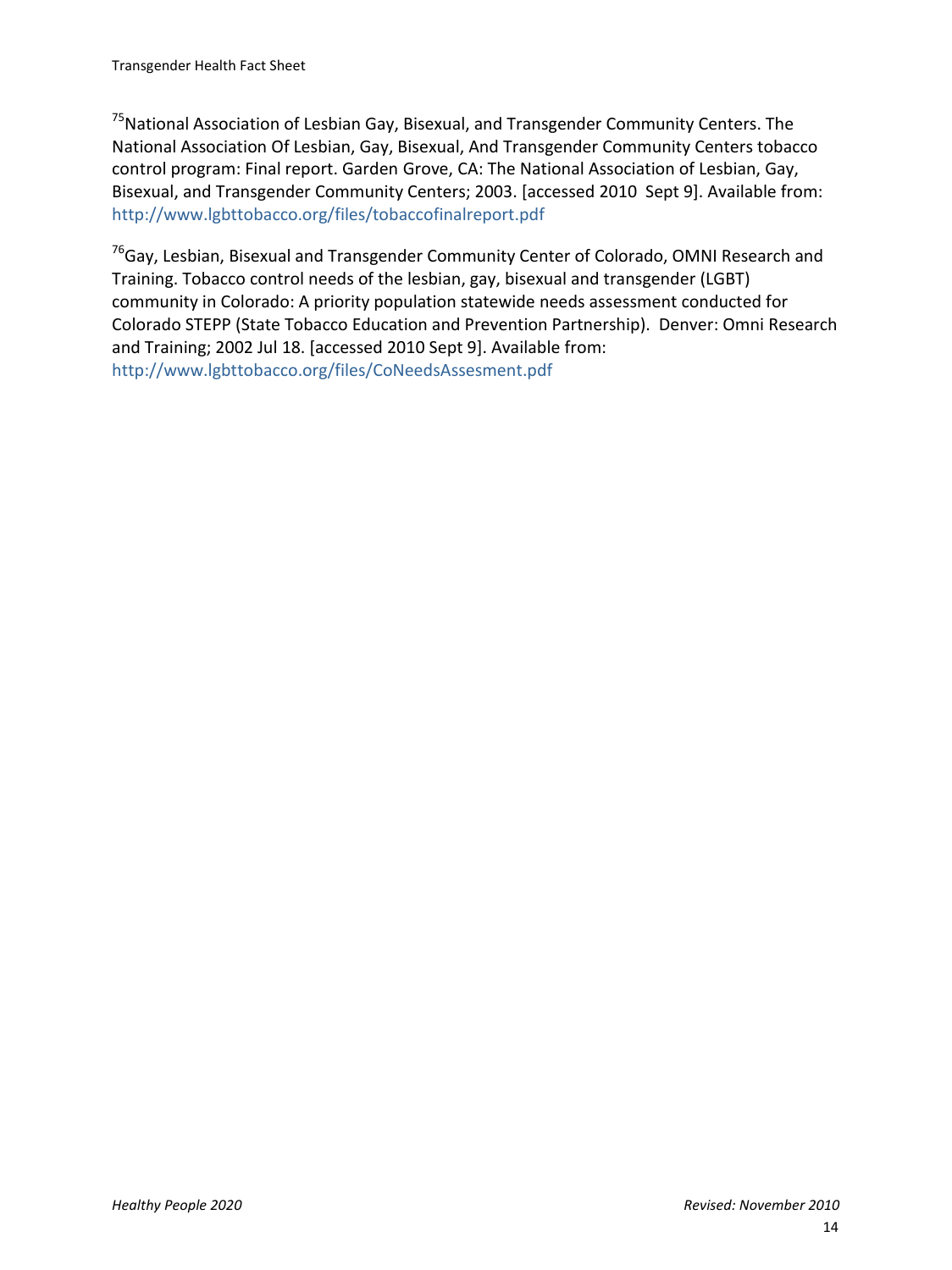[75]National Association of Lesbian Gay, Bisexual, and Transgender Community Centers. The National Association Of Lesbian, Gay, Bisexual, And Transgender Community Centers tobacco control program: Final report. Garden Grove, CA: The National Association of Lesbian, Gay, Bisexual, and Transgender Community Centers; 2003. [accessed 2010 Sept 9]. Available from: http://www.lgbttobacco.org/files/tobaccofinalreport.pdf

[76]Gay, Lesbian, Bisexual and Transgender Community Center of Colorado, OMNI Research and Training. Tobacco control needs of the lesbian, gay, bisexual and transgender (LGBT) community in Colorado: A priority population statewide needs assessment conducted for Colorado STEPP (State Tobacco Education and Prevention Partnership). Denver: Omni Research and Training; 2002 Jul 18. [accessed 2010 Sept 9]. Available from: http://www.lgbttobacco.org/files/CoNeedsAssesment.pdf